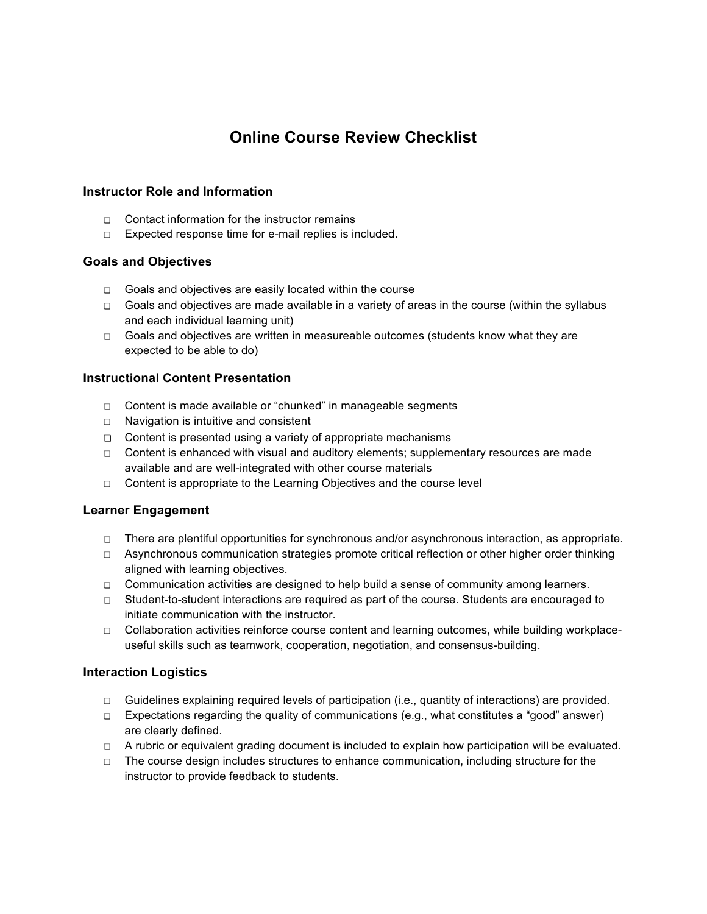# Online Course Review Checklist

## Instructor Role and Information

- ❑ Contact information for the instructor remains
- ❑ Expected response time for e-mail replies is included.

## Goals and Objectives

- ❑ Goals and objectives are easily located within the course
- ❑ Goals and objectives are made available in a variety of areas in the course (within the syllabus and each individual learning unit)
- ❑ Goals and objectives are written in measureable outcomes (students know what they are expected to be able to do)

## Instructional Content Presentation

- ❑ Content is made available or "chunked" in manageable segments
- ❑ Navigation is intuitive and consistent
- ❑ Content is presented using a variety of appropriate mechanisms
- ❑ Content is enhanced with visual and auditory elements; supplementary resources are made available and are well-integrated with other course materials
- ❑ Content is appropriate to the Learning Objectives and the course level

## Learner Engagement

- ❑ There are plentiful opportunities for synchronous and/or asynchronous interaction, as appropriate.
- ❑ Asynchronous communication strategies promote critical reflection or other higher order thinking aligned with learning objectives.
- ❑ Communication activities are designed to help build a sense of community among learners.
- ❑ Student-to-student interactions are required as part of the course. Students are encouraged to initiate communication with the instructor.
- ❑ Collaboration activities reinforce course content and learning outcomes, while building workplace-useful skills such as teamwork, cooperation, negotiation, and consensus-building.

## Interaction Logistics

- ❑ Guidelines explaining required levels of participation (i.e., quantity of interactions) are provided.
- ❑ Expectations regarding the quality of communications (e.g., what constitutes a "good" answer) are clearly defined.
- ❑ A rubric or equivalent grading document is included to explain how participation will be evaluated.
- ❑ The course design includes structures to enhance communication, including structure for the instructor to provide feedback to students.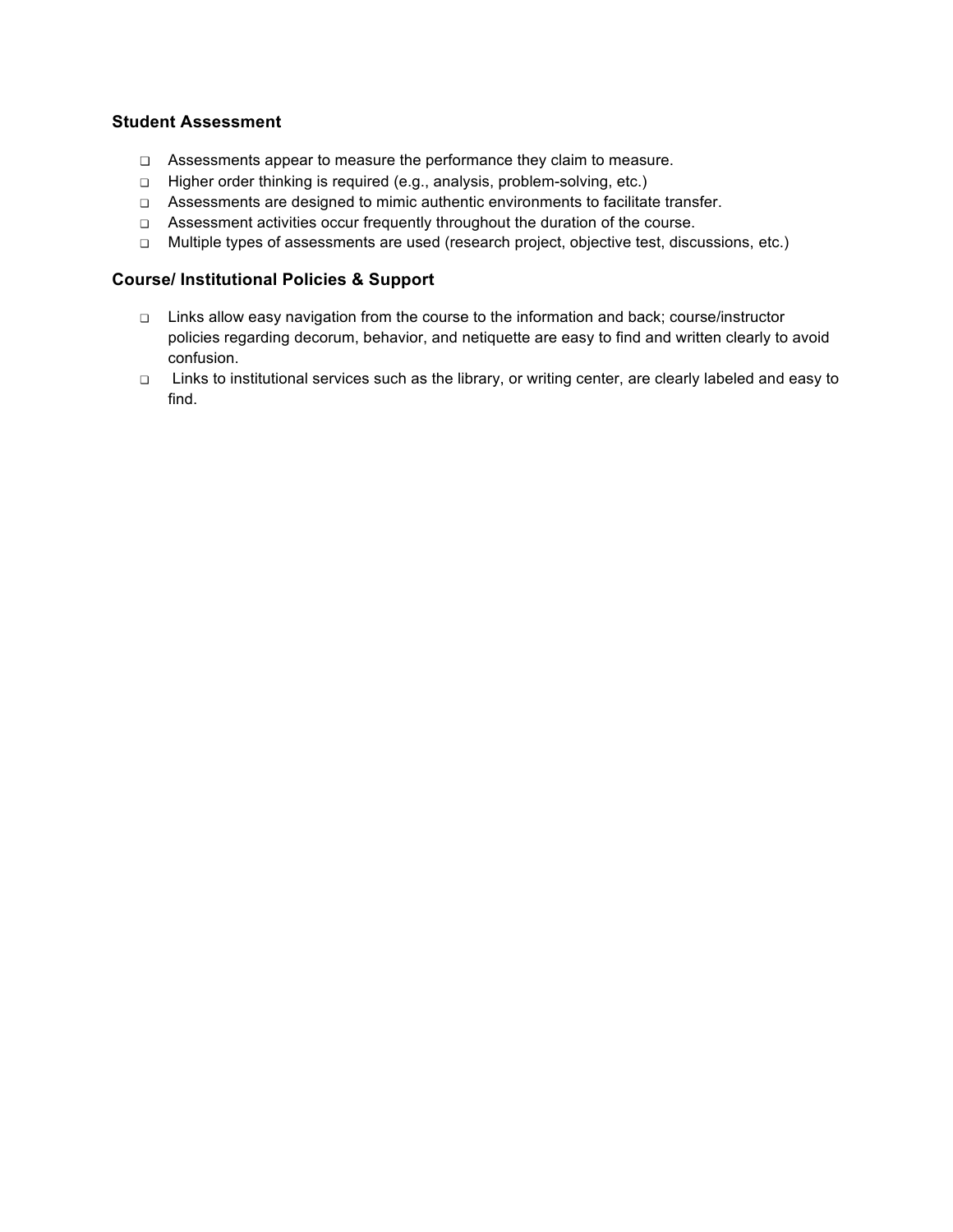### Student Assessment

- [ ] Assessments appear to measure the performance they claim to measure.
- [ ] Higher order thinking is required (e.g., analysis, problem-solving, etc.)
- [ ] Assessments are designed to mimic authentic environments to facilitate transfer.
- [ ] Assessment activities occur frequently throughout the duration of the course.
- [ ] Multiple types of assessments are used (research project, objective test, discussions, etc.)

### Course/ Institutional Policies & Support

- [ ] Links allow easy navigation from the course to the information and back; course/instructor policies regarding decorum, behavior, and netiquette are easy to find and written clearly to avoid confusion.
- [ ] Links to institutional services such as the library, or writing center, are clearly labeled and easy to find.